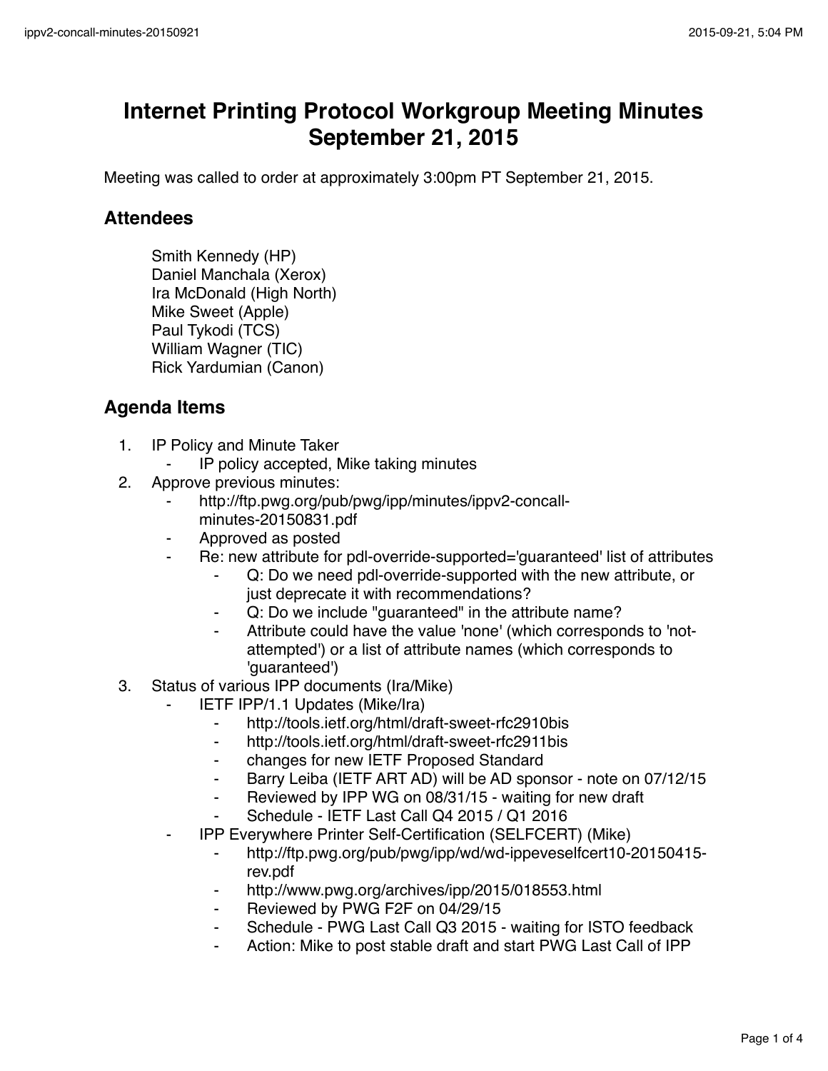# Internet Printing Protocol Workgroup Meeting Minutes September 21, 2015

Meeting was called to order at approximately 3:00pm PT September 21, 2015.

## Attendees

Smith Kennedy (HP)
Daniel Manchala (Xerox)
Ira McDonald (High North)
Mike Sweet (Apple)
Paul Tykodi (TCS)
William Wagner (TIC)
Rick Yardumian (Canon)

## Agenda Items

1. IP Policy and Minute Taker
    - IP policy accepted, Mike taking minutes
2. Approve previous minutes:
    - http://ftp.pwg.org/pub/pwg/ipp/minutes/ippv2-concall-minutes-20150831.pdf
    - Approved as posted
    - Re: new attribute for pdl-override-supported='guaranteed' list of attributes
        - Q: Do we need pdl-override-supported with the new attribute, or just deprecate it with recommendations?
        - Q: Do we include "guaranteed" in the attribute name?
        - Attribute could have the value 'none' (which corresponds to 'not-attempted') or a list of attribute names (which corresponds to 'guaranteed')
3. Status of various IPP documents (Ira/Mike)
    - IETF IPP/1.1 Updates (Mike/Ira)
        - http://tools.ietf.org/html/draft-sweet-rfc2910bis
        - http://tools.ietf.org/html/draft-sweet-rfc2911bis
        - changes for new IETF Proposed Standard
        - Barry Leiba (IETF ART AD) will be AD sponsor - note on 07/12/15
        - Reviewed by IPP WG on 08/31/15 - waiting for new draft
        - Schedule - IETF Last Call Q4 2015 / Q1 2016
    - IPP Everywhere Printer Self-Certification (SELFCERT) (Mike)
        - http://ftp.pwg.org/pub/pwg/ipp/wd/wd-ippeveselfcert10-20150415-rev.pdf
        - http://www.pwg.org/archives/ipp/2015/018553.html
        - Reviewed by PWG F2F on 04/29/15
        - Schedule - PWG Last Call Q3 2015 - waiting for ISTO feedback
        - Action: Mike to post stable draft and start PWG Last Call of IPP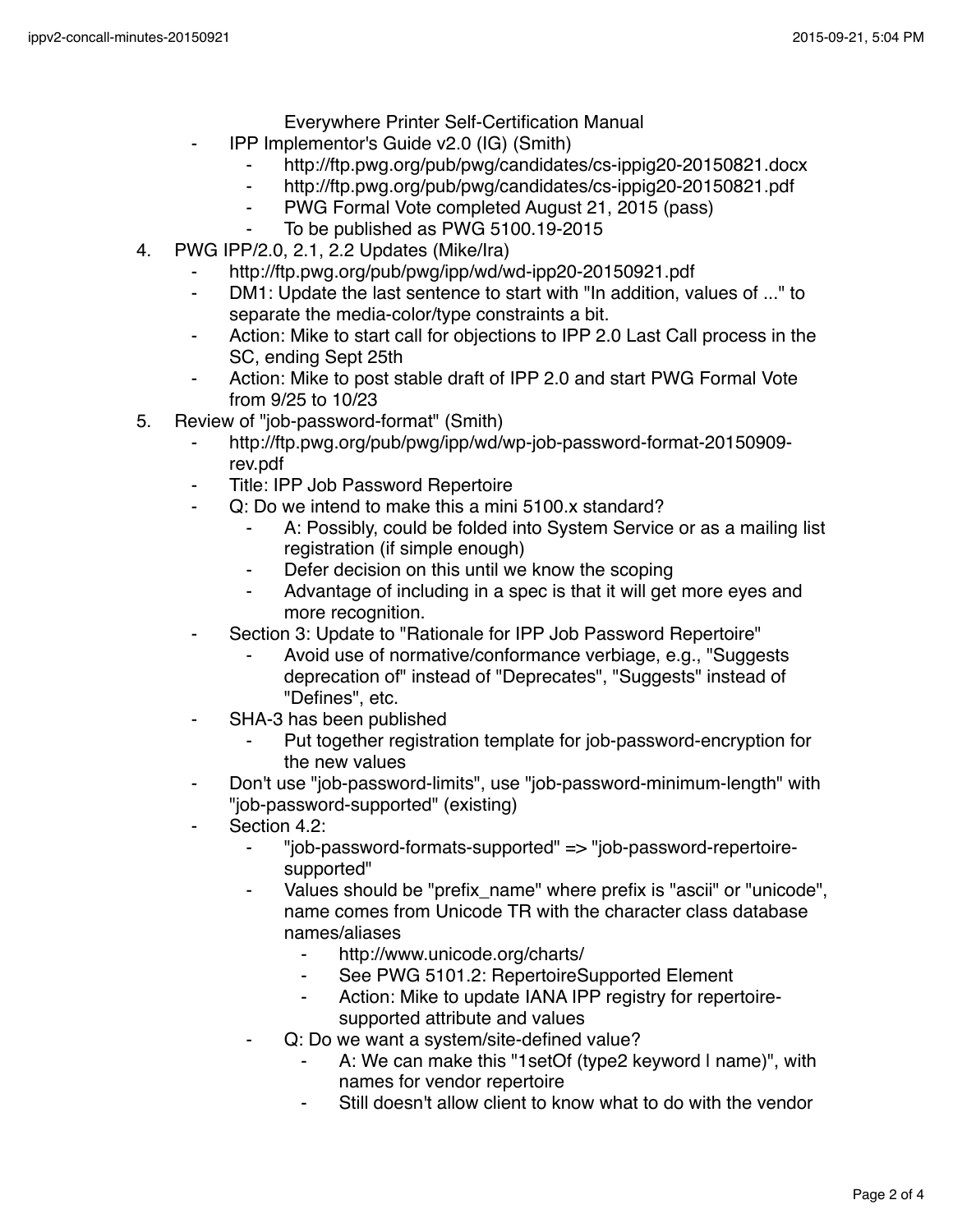Everywhere Printer Self-Certification Manual
  - IPP Implementor's Guide v2.0 (IG) (Smith)
    - http://ftp.pwg.org/pub/pwg/candidates/cs-ippig20-20150821.docx
    - http://ftp.pwg.org/pub/pwg/candidates/cs-ippig20-20150821.pdf
    - PWG Formal Vote completed August 21, 2015 (pass)
    - To be published as PWG 5100.19-2015

4. PWG IPP/2.0, 2.1, 2.2 Updates (Mike/Ira)
   - http://ftp.pwg.org/pub/pwg/ipp/wd/wd-ipp20-20150921.pdf
   - DM1: Update the last sentence to start with "In addition, values of ..." to separate the media-color/type constraints a bit.
   - Action: Mike to start call for objections to IPP 2.0 Last Call process in the SC, ending Sept 25th
   - Action: Mike to post stable draft of IPP 2.0 and start PWG Formal Vote from 9/25 to 10/23
5. Review of "job-password-format" (Smith)
   - http://ftp.pwg.org/pub/pwg/ipp/wd/wp-job-password-format-20150909-rev.pdf
   - Title: IPP Job Password Repertoire
   - Q: Do we intend to make this a mini 5100.x standard?
     - A: Possibly, could be folded into System Service or as a mailing list registration (if simple enough)
     - Defer decision on this until we know the scoping
     - Advantage of including in a spec is that it will get more eyes and more recognition.
   - Section 3: Update to "Rationale for IPP Job Password Repertoire"
     - Avoid use of normative/conformance verbiage, e.g., "Suggests deprecation of" instead of "Deprecates", "Suggests" instead of "Defines", etc.
   - SHA-3 has been published
     - Put together registration template for job-password-encryption for the new values
   - Don't use "job-password-limits", use "job-password-minimum-length" with "job-password-supported" (existing)
   - Section 4.2:
     - "job-password-formats-supported" => "job-password-repertoire-supported"
     - Values should be "prefix_name" where prefix is "ascii" or "unicode", name comes from Unicode TR with the character class database names/aliases
       - http://www.unicode.org/charts/
       - See PWG 5101.2: RepertoireSupported Element
       - Action: Mike to update IANA IPP registry for repertoire-supported attribute and values
     - Q: Do we want a system/site-defined value?
       - A: We can make this "1setOf (type2 keyword | name)", with names for vendor repertoire
       - Still doesn't allow client to know what to do with the vendor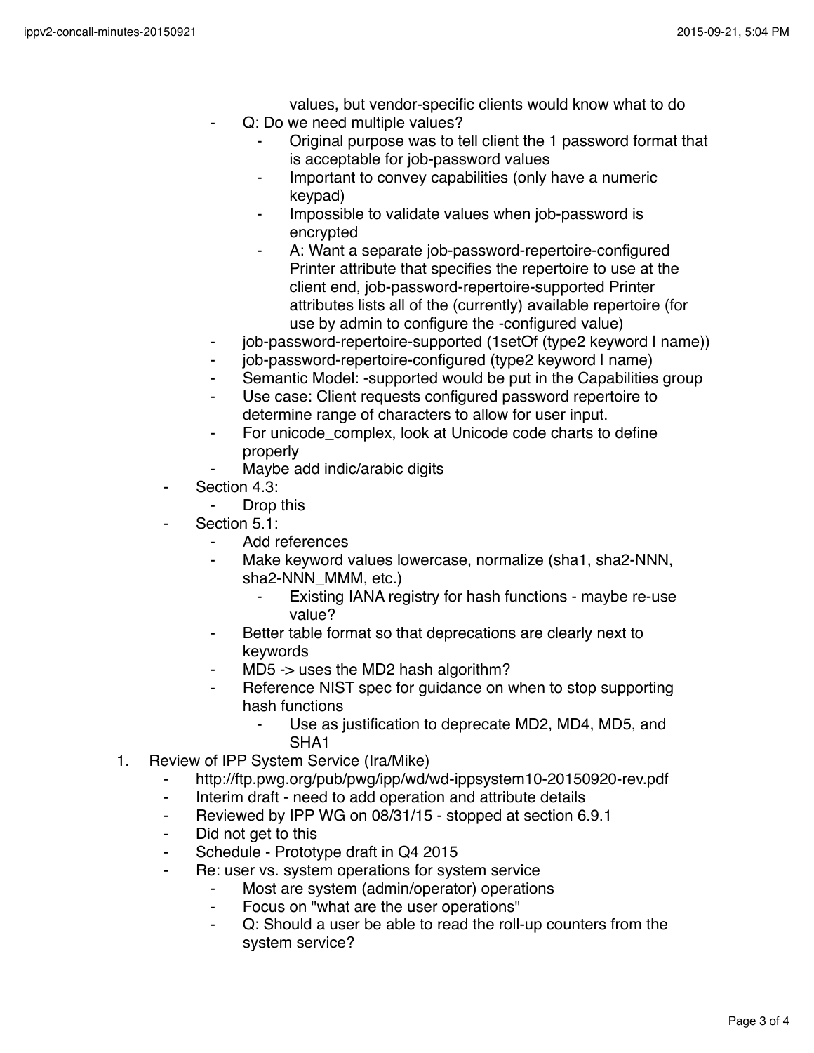- values, but vendor-specific clients would know what to do
        - Q: Do we need multiple values?
            - Original purpose was to tell client the 1 password format that is acceptable for job-password values
            - Important to convey capabilities (only have a numeric keypad)
            - Impossible to validate values when job-password is encrypted
            - A: Want a separate job-password-repertoire-configured Printer attribute that specifies the repertoire to use at the client end, job-password-repertoire-supported Printer attributes lists all of the (currently) available repertoire (for use by admin to configure the -configured value)
        - job-password-repertoire-supported (1setOf (type2 keyword | name))
        - job-password-repertoire-configured (type2 keyword | name)
        - Semantic Model: -supported would be put in the Capabilities group
        - Use case: Client requests configured password repertoire to determine range of characters to allow for user input.
        - For unicode_complex, look at Unicode code charts to define properly
        - Maybe add indic/arabic digits
    - Section 4.3:
        - Drop this
    - Section 5.1:
        - Add references
        - Make keyword values lowercase, normalize (sha1, sha2-NNN, sha2-NNN_MMM, etc.)
            - Existing IANA registry for hash functions - maybe re-use value?
        - Better table format so that deprecations are clearly next to keywords
        - MD5 -> uses the MD2 hash algorithm?
        - Reference NIST spec for guidance on when to stop supporting hash functions
            - Use as justification to deprecate MD2, MD4, MD5, and SHA1

1. Review of IPP System Service (Ira/Mike)
    - http://ftp.pwg.org/pub/pwg/ipp/wd/wd-ippsystem10-20150920-rev.pdf
    - Interim draft - need to add operation and attribute details
    - Reviewed by IPP WG on 08/31/15 - stopped at section 6.9.1
    - Did not get to this
    - Schedule - Prototype draft in Q4 2015
    - Re: user vs. system operations for system service
        - Most are system (admin/operator) operations
        - Focus on "what are the user operations"
        - Q: Should a user be able to read the roll-up counters from the system service?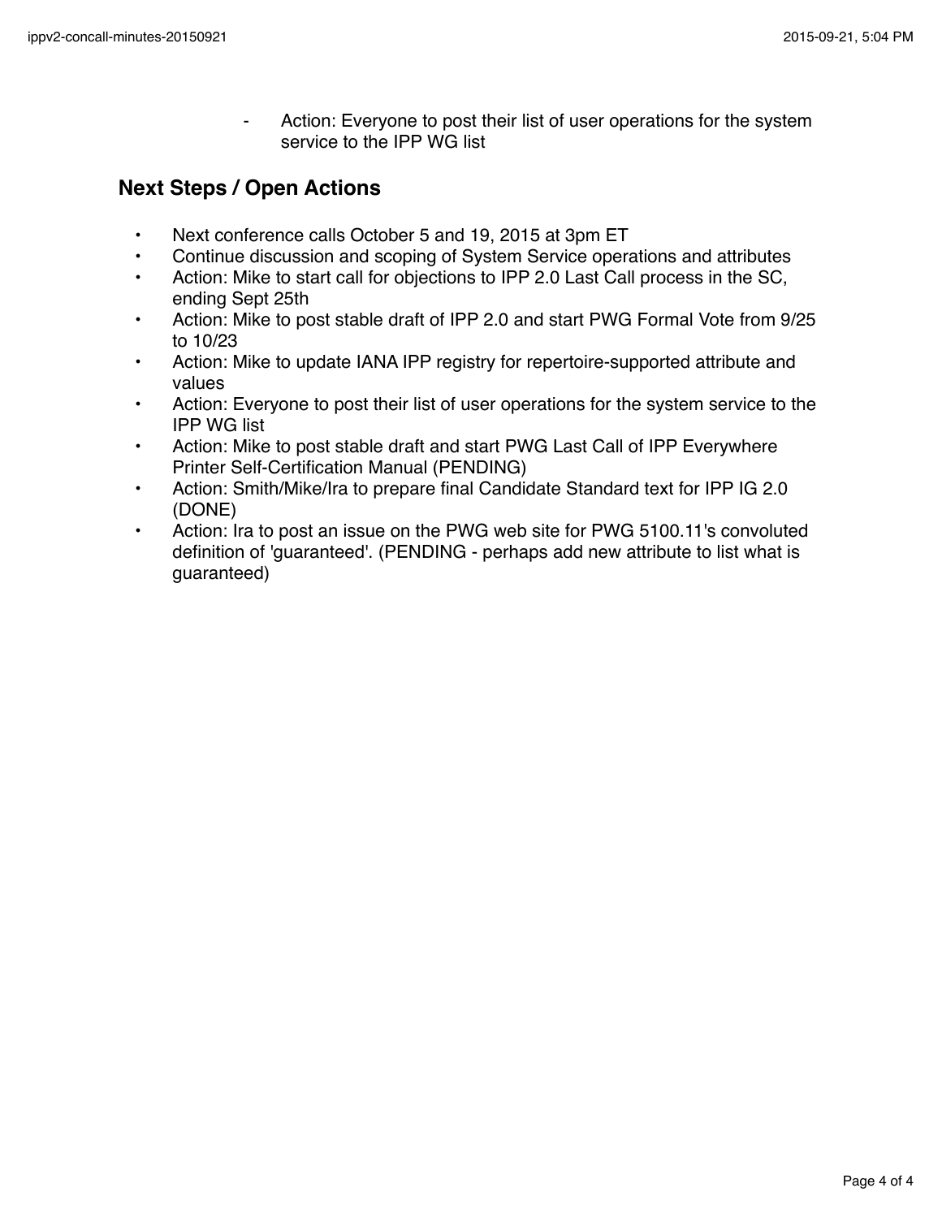- Action: Everyone to post their list of user operations for the system service to the IPP WG list

## Next Steps / Open Actions

- Next conference calls October 5 and 19, 2015 at 3pm ET
- Continue discussion and scoping of System Service operations and attributes
- Action: Mike to start call for objections to IPP 2.0 Last Call process in the SC, ending Sept 25th
- Action: Mike to post stable draft of IPP 2.0 and start PWG Formal Vote from 9/25 to 10/23
- Action: Mike to update IANA IPP registry for repertoire-supported attribute and values
- Action: Everyone to post their list of user operations for the system service to the IPP WG list
- Action: Mike to post stable draft and start PWG Last Call of IPP Everywhere Printer Self-Certification Manual (PENDING)
- Action: Smith/Mike/Ira to prepare final Candidate Standard text for IPP IG 2.0 (DONE)
- Action: Ira to post an issue on the PWG web site for PWG 5100.11's convoluted definition of 'guaranteed'. (PENDING - perhaps add new attribute to list what is guaranteed)